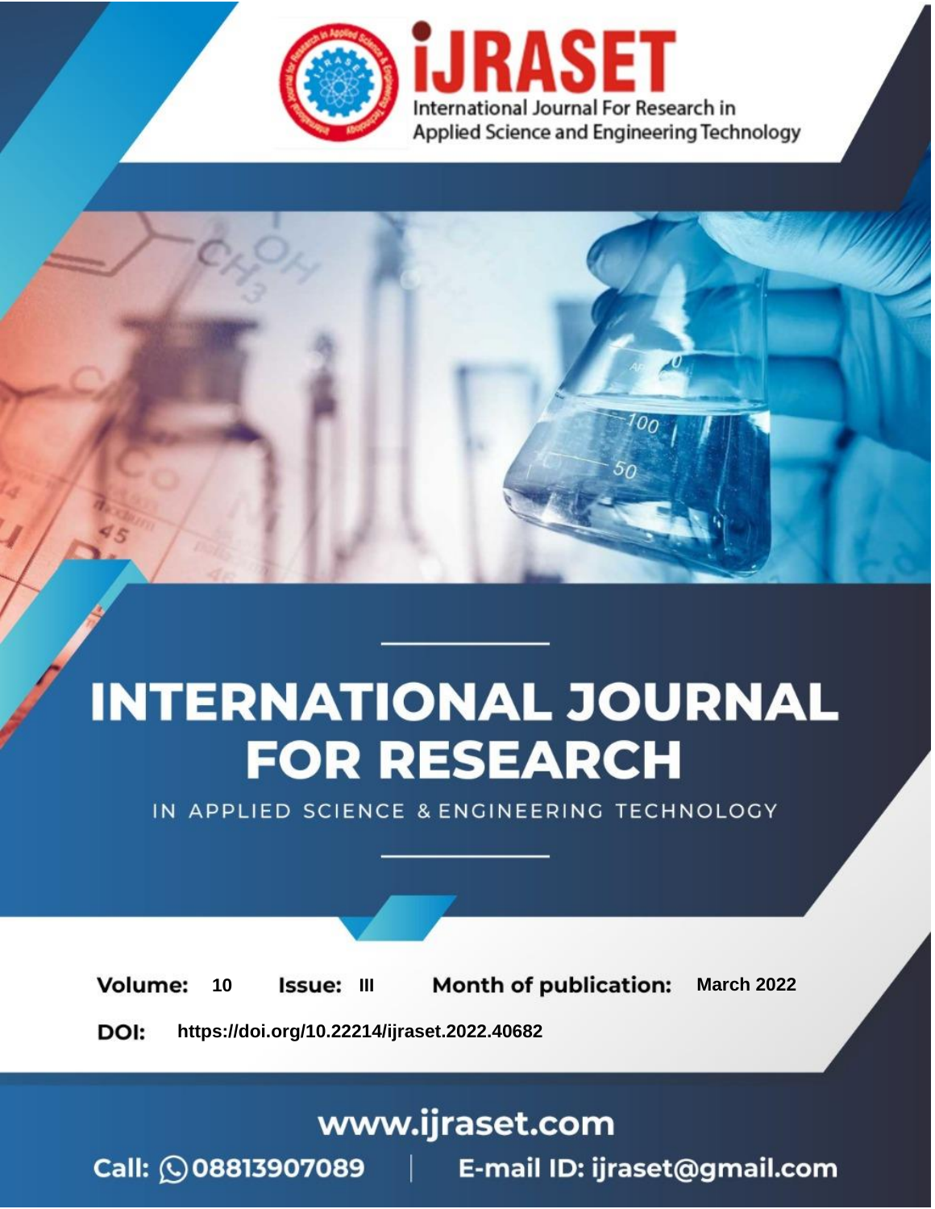# INTERNATIONAL JOURNAL FOR RESEARCH

IN APPLIED SCIENCE & ENGINEERING TECHNOLOGY

**Volume:** 10 **Issue:** III **Month of publication:** March 2022

**DOI:** https://doi.org/10.22214/ijraset.2022.40682

www.ijraset.com

Call: 08813907089 | E-mail ID: ijraset@gmail.com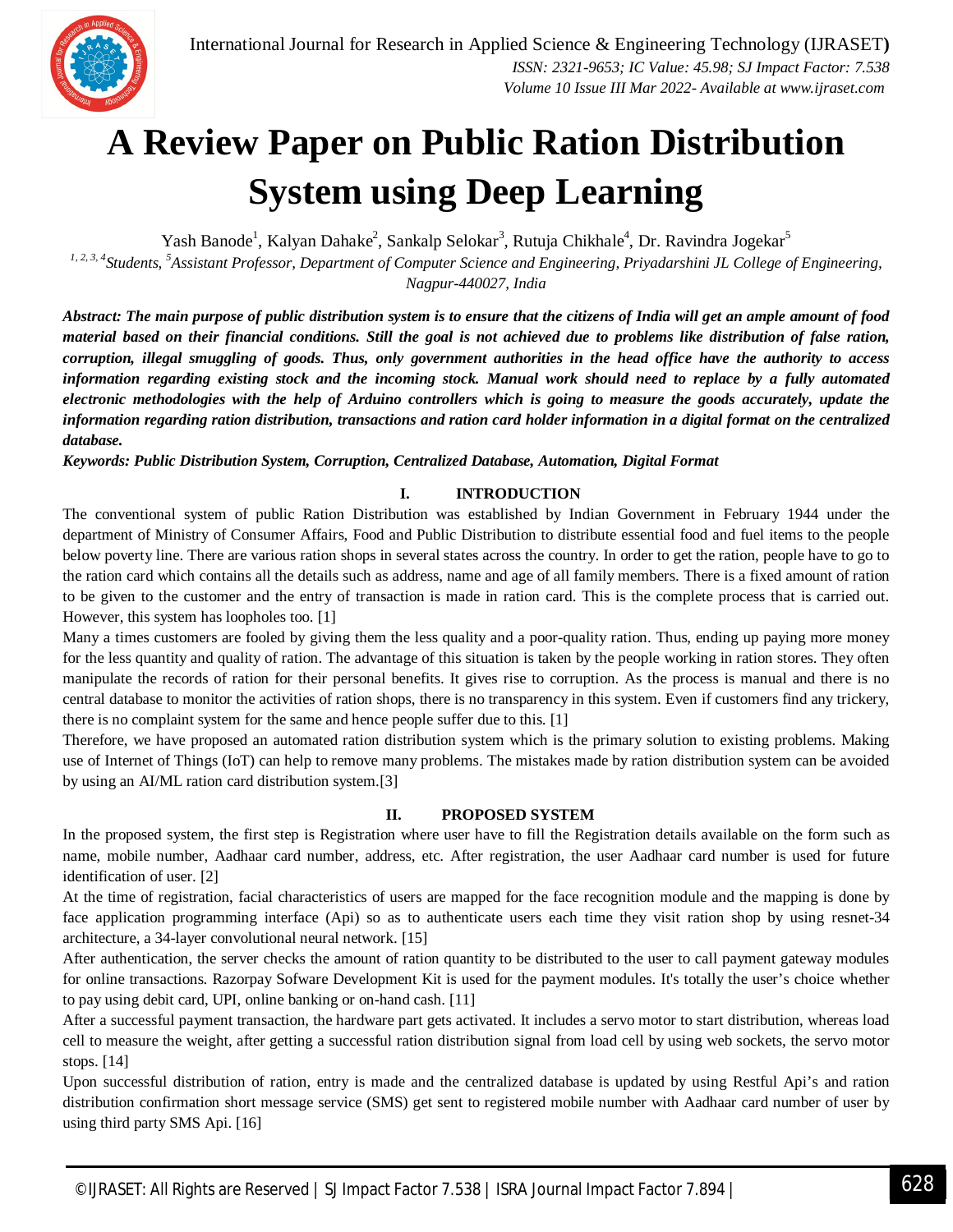# A Review Paper on Public Ration Distribution System using Deep Learning

Yash Banode[1], Kalyan Dahake[2], Sankalp Selokar[3], Rutuja Chikhale[4], Dr. Ravindra Jogekar[5]

[1, 2, 3, 4]*Students,* [5]*Assistant Professor, Department of Computer Science and Engineering, Priyadarshini JL College of Engineering, Nagpur-440027, India*

***Abstract: The main purpose of public distribution system is to ensure that the citizens of India will get an ample amount of food material based on their financial conditions. Still the goal is not achieved due to problems like distribution of false ration, corruption, illegal smuggling of goods. Thus, only government authorities in the head office have the authority to access information regarding existing stock and the incoming stock. Manual work should need to replace by a fully automated electronic methodologies with the help of Arduino controllers which is going to measure the goods accurately, update the information regarding ration distribution, transactions and ration card holder information in a digital format on the centralized database.***

***Keywords: Public Distribution System, Corruption, Centralized Database, Automation, Digital Format***

## I. INTRODUCTION

The conventional system of public Ration Distribution was established by Indian Government in February 1944 under the department of Ministry of Consumer Affairs, Food and Public Distribution to distribute essential food and fuel items to the people below poverty line. There are various ration shops in several states across the country. In order to get the ration, people have to go to the ration card which contains all the details such as address, name and age of all family members. There is a fixed amount of ration to be given to the customer and the entry of transaction is made in ration card. This is the complete process that is carried out. However, this system has loopholes too. [1]

Many a times customers are fooled by giving them the less quality and a poor-quality ration. Thus, ending up paying more money for the less quantity and quality of ration. The advantage of this situation is taken by the people working in ration stores. They often manipulate the records of ration for their personal benefits. It gives rise to corruption. As the process is manual and there is no central database to monitor the activities of ration shops, there is no transparency in this system. Even if customers find any trickery, there is no complaint system for the same and hence people suffer due to this. [1]

Therefore, we have proposed an automated ration distribution system which is the primary solution to existing problems. Making use of Internet of Things (IoT) can help to remove many problems. The mistakes made by ration distribution system can be avoided by using an AI/ML ration card distribution system.[3]

## II. PROPOSED SYSTEM

In the proposed system, the first step is Registration where user have to fill the Registration details available on the form such as name, mobile number, Aadhaar card number, address, etc. After registration, the user Aadhaar card number is used for future identification of user. [2]

At the time of registration, facial characteristics of users are mapped for the face recognition module and the mapping is done by face application programming interface (Api) so as to authenticate users each time they visit ration shop by using resnet-34 architecture, a 34-layer convolutional neural network. [15]

After authentication, the server checks the amount of ration quantity to be distributed to the user to call payment gateway modules for online transactions. Razorpay Sofware Development Kit is used for the payment modules. It's totally the user's choice whether to pay using debit card, UPI, online banking or on-hand cash. [11]

After a successful payment transaction, the hardware part gets activated. It includes a servo motor to start distribution, whereas load cell to measure the weight, after getting a successful ration distribution signal from load cell by using web sockets, the servo motor stops. [14]

Upon successful distribution of ration, entry is made and the centralized database is updated by using Restful Api's and ration distribution confirmation short message service (SMS) get sent to registered mobile number with Aadhaar card number of user by using third party SMS Api. [16]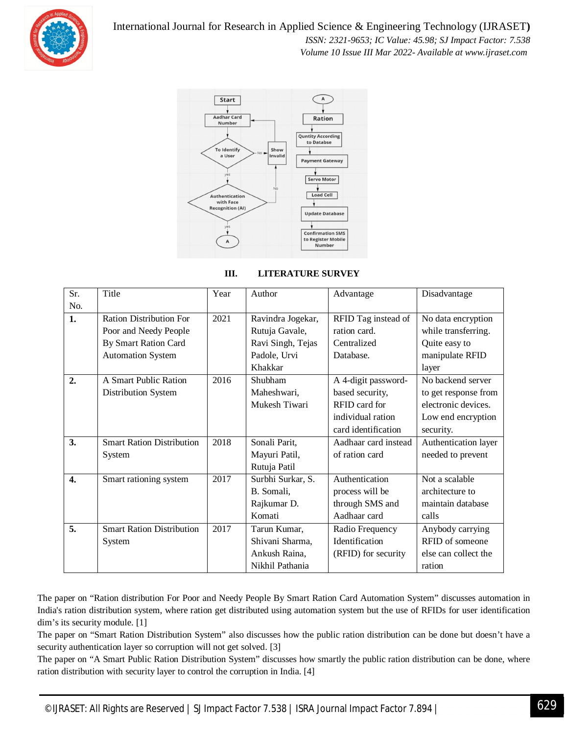## III. LITERATURE SURVEY

| Sr. No. | Title | Year | Author | Advantage | Disadvantage |
|---|---|---|---|---|---|
| **1.** | Ration Distribution For Poor and Needy People By Smart Ration Card Automation System | 2021 | Ravindra Jogekar, Rutuja Gavale, Ravi Singh, Tejas Padole, Urvi Khakkar | RFID Tag instead of ration card. Centralized Database. | No data encryption while transferring. Quite easy to manipulate RFID layer |
| **2.** | A Smart Public Ration Distribution System | 2016 | Shubham Maheshwari, Mukesh Tiwari | A 4-digit password-based security, RFID card for individual ration card identification | No backend server to get response from electronic devices. Low end encryption security. |
| **3.** | Smart Ration Distribution System | 2018 | Sonali Parit, Mayuri Patil, Rutuja Patil | Aadhaar card instead of ration card | Authentication layer needed to prevent |
| **4.** | Smart rationing system | 2017 | Surbhi Surkar, S. B. Somali, Rajkumar D. Komati | Authentication process will be through SMS and Aadhaar card | Not a scalable architecture to maintain database calls |
| **5.** | Smart Ration Distribution System | 2017 | Tarun Kumar, Shivani Sharma, Ankush Raina, Nikhil Pathania | Radio Frequency Identification (RFID) for security | Anybody carrying RFID of someone else can collect the ration |

The paper on “Ration distribution For Poor and Needy People By Smart Ration Card Automation System” discusses automation in India's ration distribution system, where ration get distributed using automation system but the use of RFIDs for user identification dim’s its security module. [1]

The paper on “Smart Ration Distribution System” also discusses how the public ration distribution can be done but doesn’t have a security authentication layer so corruption will not get solved. [3]

The paper on “A Smart Public Ration Distribution System” discusses how smartly the public ration distribution can be done, where ration distribution with security layer to control the corruption in India. [4]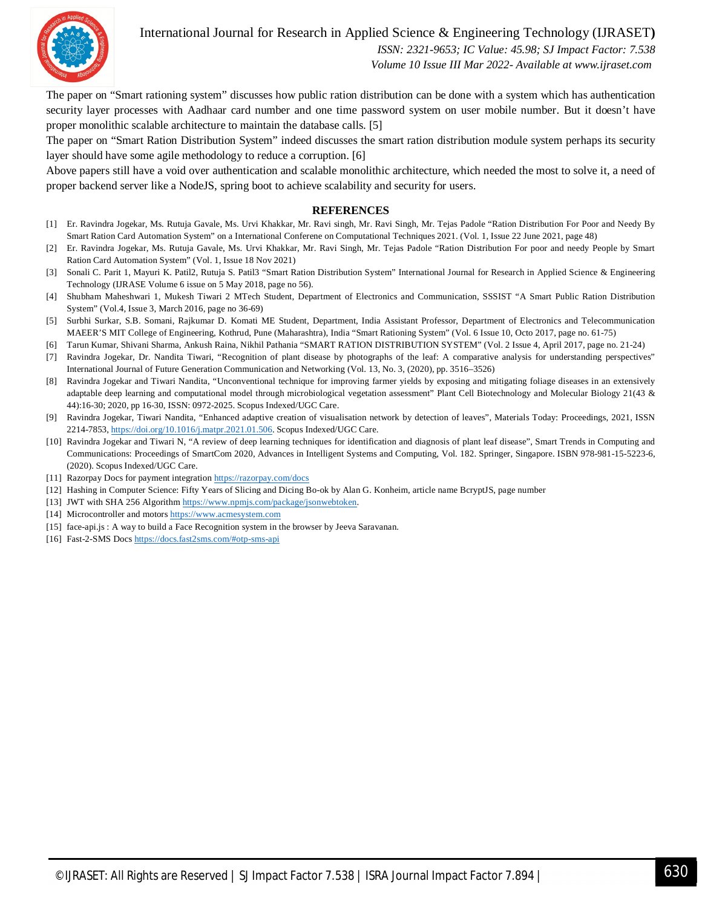The paper on "Smart rationing system" discusses how public ration distribution can be done with a system which has authentication security layer processes with Aadhaar card number and one time password system on user mobile number. But it doesn't have proper monolithic scalable architecture to maintain the database calls. [5]

The paper on "Smart Ration Distribution System" indeed discusses the smart ration distribution module system perhaps its security layer should have some agile methodology to reduce a corruption. [6]

Above papers still have a void over authentication and scalable monolithic architecture, which needed the most to solve it, a need of proper backend server like a NodeJS, spring boot to achieve scalability and security for users.

## REFERENCES

[1] Er. Ravindra Jogekar, Ms. Rutuja Gavale, Ms. Urvi Khakkar, Mr. Ravi singh, Mr. Ravi Singh, Mr. Tejas Padole "Ration Distribution For Poor and Needy By Smart Ration Card Automation System" on a International Conferene on Computational Techniques 2021. (Vol. 1, Issue 22 June 2021, page 48)

[2] Er. Ravindra Jogekar, Ms. Rutuja Gavale, Ms. Urvi Khakkar, Mr. Ravi Singh, Mr. Tejas Padole "Ration Distribution For poor and needy People by Smart Ration Card Automation System" (Vol. 1, Issue 18 Nov 2021)

[3] Sonali C. Parit 1, Mayuri K. Patil2, Rutuja S. Patil3 "Smart Ration Distribution System" International Journal for Research in Applied Science & Engineering Technology (IJRASE Volume 6 issue on 5 May 2018, page no 56).

[4] Shubham Maheshwari 1, Mukesh Tiwari 2 MTech Student, Department of Electronics and Communication, SSSIST "A Smart Public Ration Distribution System" (Vol.4, Issue 3, March 2016, page no 36-69)

[5] Surbhi Surkar, S.B. Somani, Rajkumar D. Komati ME Student, Department, India Assistant Professor, Department of Electronics and Telecommunication MAEER'S MIT College of Engineering, Kothrud, Pune (Maharashtra), India "Smart Rationing System" (Vol. 6 Issue 10, Octo 2017, page no. 61-75)

[6] Tarun Kumar, Shivani Sharma, Ankush Raina, Nikhil Pathania "SMART RATION DISTRIBUTION SYSTEM" (Vol. 2 Issue 4, April 2017, page no. 21-24)

[7] Ravindra Jogekar, Dr. Nandita Tiwari, "Recognition of plant disease by photographs of the leaf: A comparative analysis for understanding perspectives" International Journal of Future Generation Communication and Networking (Vol. 13, No. 3, (2020), pp. 3516–3526)

[8] Ravindra Jogekar and Tiwari Nandita, "Unconventional technique for improving farmer yields by exposing and mitigating foliage diseases in an extensively adaptable deep learning and computational model through microbiological vegetation assessment" Plant Cell Biotechnology and Molecular Biology 21(43 & 44):16-30; 2020, pp 16-30, ISSN: 0972-2025. Scopus Indexed/UGC Care.

[9] Ravindra Jogekar, Tiwari Nandita, "Enhanced adaptive creation of visualisation network by detection of leaves", Materials Today: Proceedings, 2021, ISSN 2214-7853, https://doi.org/10.1016/j.matpr.2021.01.506. Scopus Indexed/UGC Care.

[10] Ravindra Jogekar and Tiwari N, "A review of deep learning techniques for identification and diagnosis of plant leaf disease", Smart Trends in Computing and Communications: Proceedings of SmartCom 2020, Advances in Intelligent Systems and Computing, Vol. 182. Springer, Singapore. ISBN 978-981-15-5223-6, (2020). Scopus Indexed/UGC Care.

[11] Razorpay Docs for payment integration https://razorpay.com/docs

[12] Hashing in Computer Science: Fifty Years of Slicing and Dicing Bo-ok by Alan G. Konheim, article name BcryptJS, page number

[13] JWT with SHA 256 Algorithm https://www.npmjs.com/package/jsonwebtoken.

[14] Microcontroller and motors https://www.acmesystem.com

[15] face-api.js : A way to build a Face Recognition system in the browser by Jeeva Saravanan.

[16] Fast-2-SMS Docs https://docs.fast2sms.com/#otp-sms-api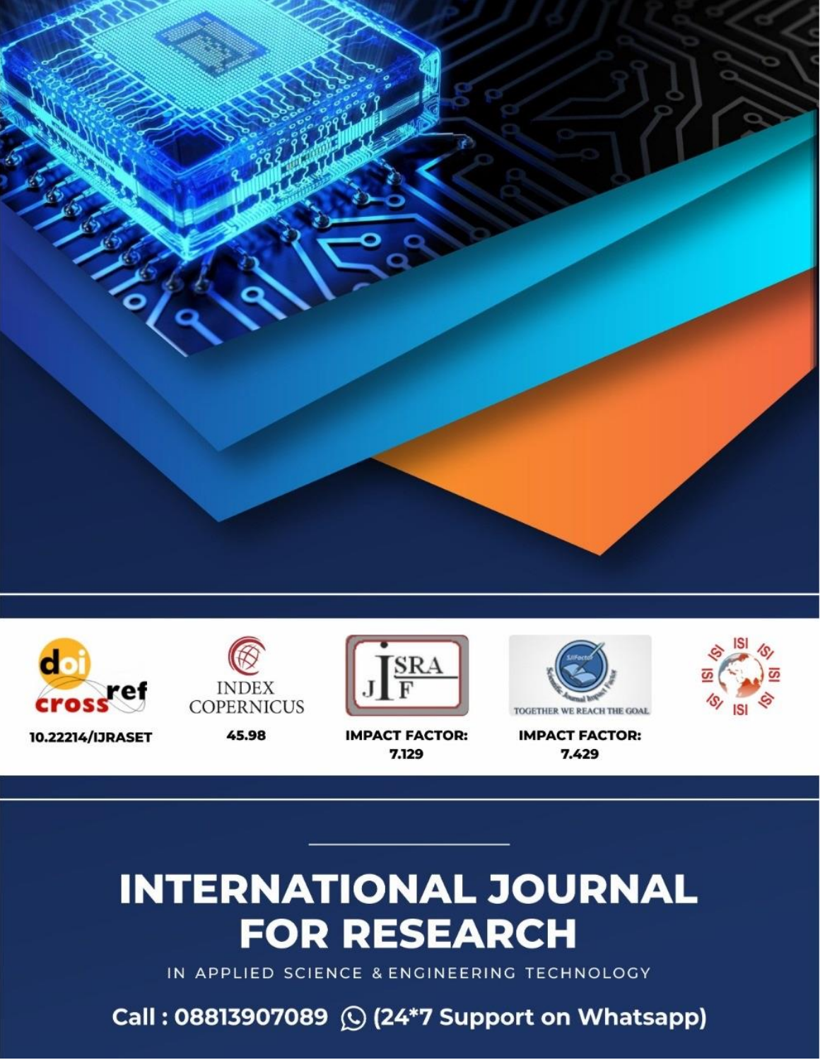10.22214/IJRASET

INDEX COPERNICUS

45.98

IMPACT FACTOR: 7.129

IMPACT FACTOR: 7.429

TOGETHER WE REACH THE GOAL

# INTERNATIONAL JOURNAL FOR RESEARCH

IN APPLIED SCIENCE & ENGINEERING TECHNOLOGY

Call : 08813907089 (24*7 Support on Whatsapp)